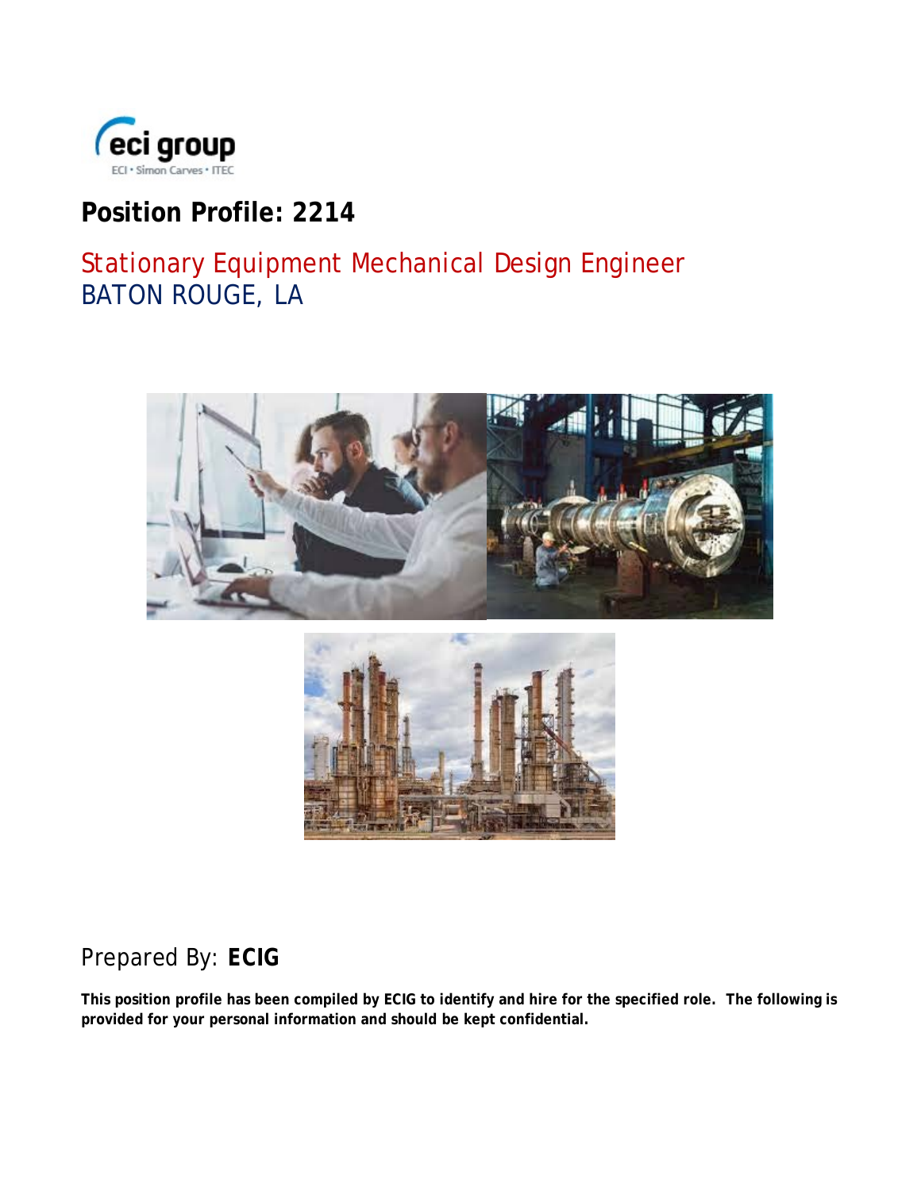# Position Profile: 2214

## Stationary Equipment Mechanical Design Engineer
## BATON ROUGE, LA

Prepared By: **ECIG**

**This position profile has been compiled by ECIG to identify and hire for the specified role. The following is provided for your personal information and should be kept confidential.**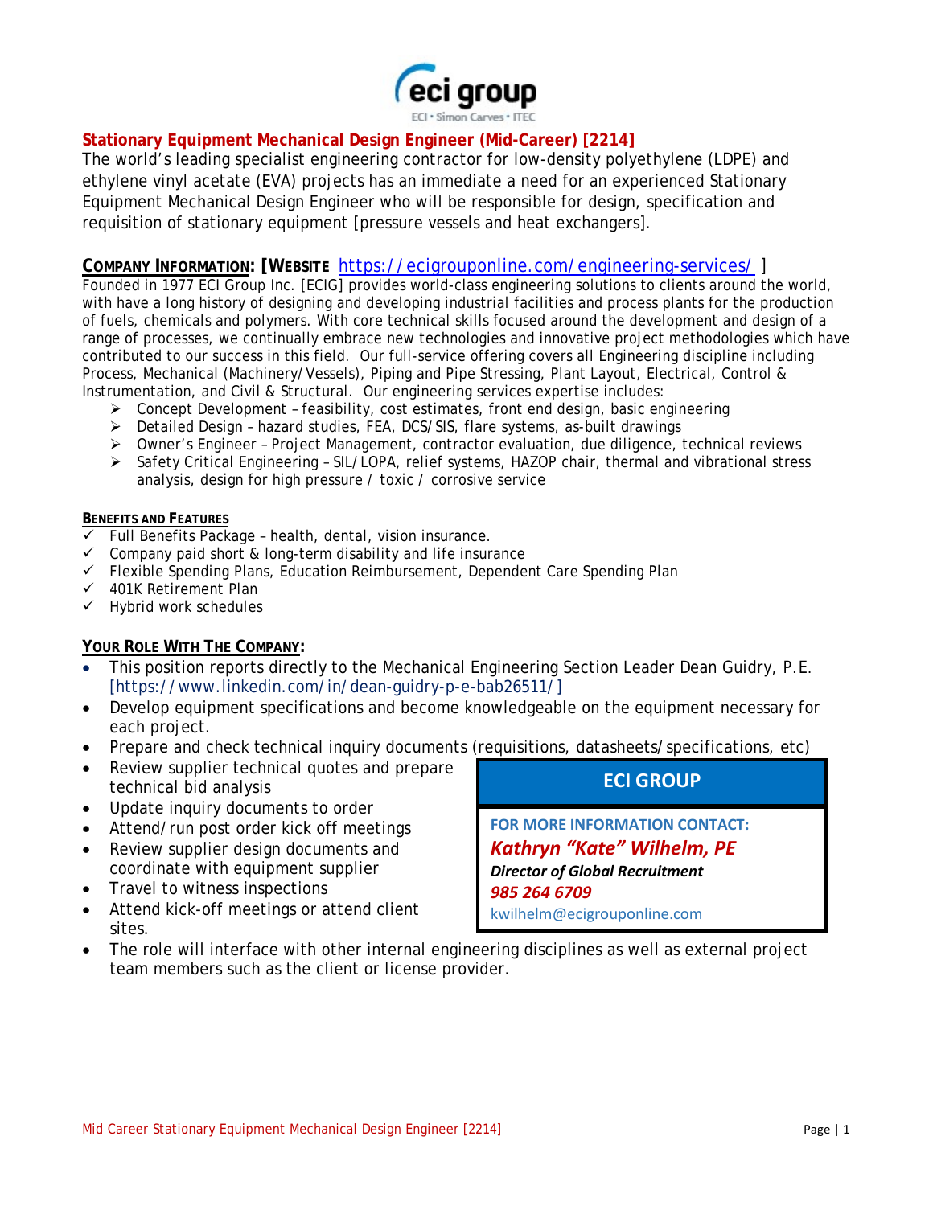eci group

ECI • Simon Carves • ITEC

# Stationary Equipment Mechanical Design Engineer (Mid-Career) [2214]

The world's leading specialist engineering contractor for low-density polyethylene (LDPE) and ethylene vinyl acetate (EVA) projects has an immediate a need for an experienced Stationary Equipment Mechanical Design Engineer who will be responsible for design, specification and requisition of stationary equipment [pressure vessels and heat exchangers].

## COMPANY INFORMATION: [WEBSITE https://ecigrouponline.com/engineering-services/ ]

Founded in 1977 ECI Group Inc. [ECIG] provides world-class engineering solutions to clients around the world, with have a long history of designing and developing industrial facilities and process plants for the production of fuels, chemicals and polymers. With core technical skills focused around the development and design of a range of processes, we continually embrace new technologies and innovative project methodologies which have contributed to our success in this field. Our full-service offering covers all Engineering discipline including Process, Mechanical (Machinery/Vessels), Piping and Pipe Stressing, Plant Layout, Electrical, Control & Instrumentation, and Civil & Structural. Our engineering services expertise includes:

- Concept Development – feasibility, cost estimates, front end design, basic engineering
- Detailed Design – hazard studies, FEA, DCS/SIS, flare systems, as-built drawings
- Owner's Engineer – Project Management, contractor evaluation, due diligence, technical reviews
- Safety Critical Engineering – SIL/LOPA, relief systems, HAZOP chair, thermal and vibrational stress analysis, design for high pressure / toxic / corrosive service

### BENEFITS AND FEATURES

- ✓ Full Benefits Package – health, dental, vision insurance.
- ✓ Company paid short & long-term disability and life insurance
- ✓ Flexible Spending Plans, Education Reimbursement, Dependent Care Spending Plan
- ✓ 401K Retirement Plan
- ✓ Hybrid work schedules

### YOUR ROLE WITH THE COMPANY:

- This position reports directly to the Mechanical Engineering Section Leader Dean Guidry, P.E. [https://www.linkedin.com/in/dean-guidry-p-e-bab26511/]
- Develop equipment specifications and become knowledgeable on the equipment necessary for each project.
- Prepare and check technical inquiry documents (requisitions, datasheets/specifications, etc)
- Review supplier technical quotes and prepare technical bid analysis
- Update inquiry documents to order
- Attend/run post order kick off meetings
- Review supplier design documents and coordinate with equipment supplier
- Travel to witness inspections
- Attend kick-off meetings or attend client sites.
- The role will interface with other internal engineering disciplines as well as external project team members such as the client or license provider.

**ECI GROUP**

**FOR MORE INFORMATION CONTACT:**

***Kathryn "Kate" Wilhelm, PE***

***Director of Global Recruitment***

***985 264 6709***

kwilhelm@ecigrouponline.com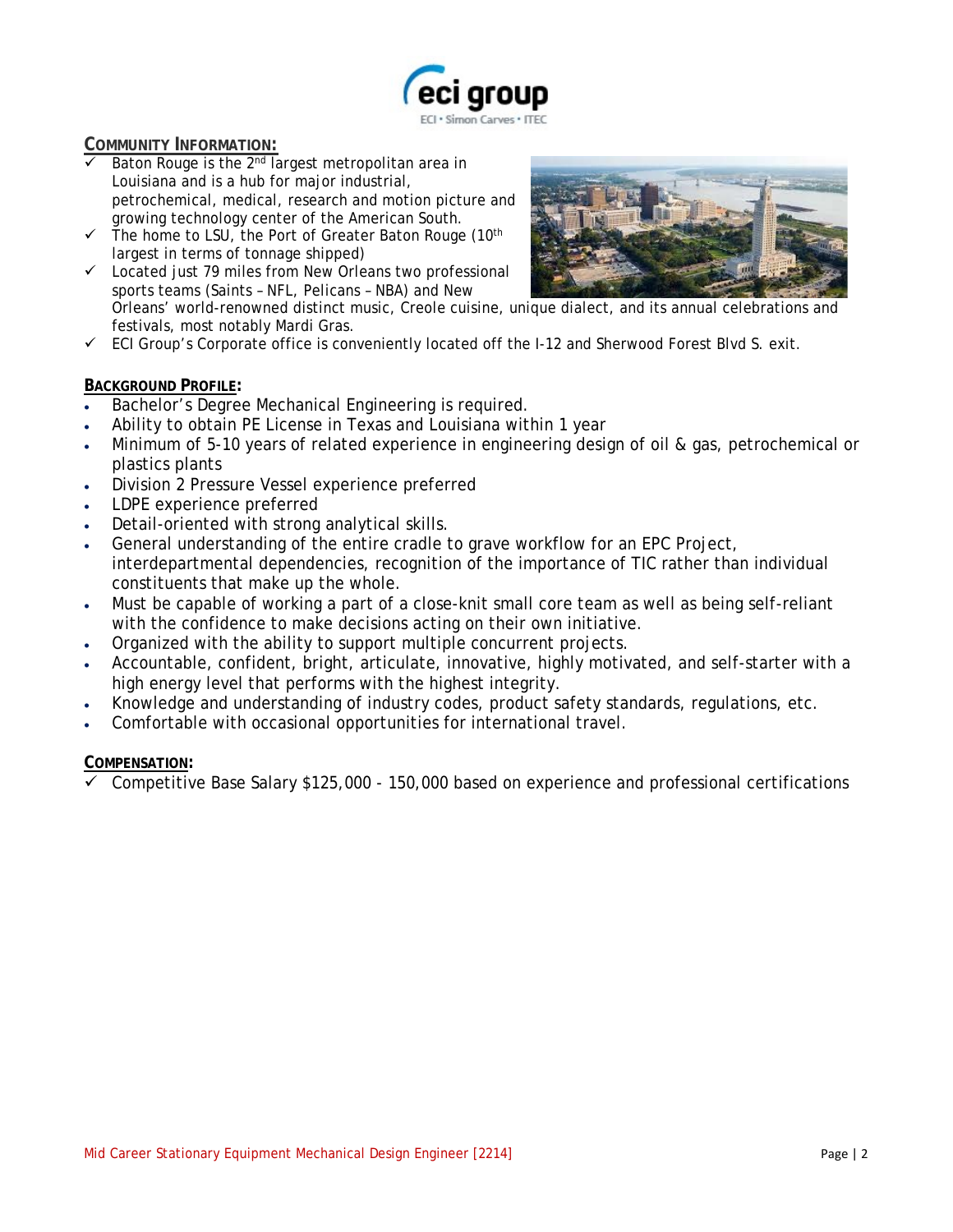## COMMUNITY INFORMATION:

- ✓ Baton Rouge is the 2nd largest metropolitan area in Louisiana and is a hub for major industrial, petrochemical, medical, research and motion picture and growing technology center of the American South.
- ✓ The home to LSU, the Port of Greater Baton Rouge (10th largest in terms of tonnage shipped)
- ✓ Located just 79 miles from New Orleans two professional sports teams (Saints – NFL, Pelicans – NBA) and New Orleans' world-renowned distinct music, Creole cuisine, unique dialect, and its annual celebrations and festivals, most notably Mardi Gras.
- ✓ ECI Group's Corporate office is conveniently located off the I-12 and Sherwood Forest Blvd S. exit.

## BACKGROUND PROFILE:

- Bachelor's Degree Mechanical Engineering is required.
- Ability to obtain PE License in Texas and Louisiana within 1 year
- Minimum of 5-10 years of related experience in engineering design of oil & gas, petrochemical or plastics plants
- Division 2 Pressure Vessel experience preferred
- LDPE experience preferred
- Detail-oriented with strong analytical skills.
- General understanding of the entire cradle to grave workflow for an EPC Project, interdepartmental dependencies, recognition of the importance of TIC rather than individual constituents that make up the whole.
- Must be capable of working a part of a close-knit small core team as well as being self-reliant with the confidence to make decisions acting on their own initiative.
- Organized with the ability to support multiple concurrent projects.
- Accountable, confident, bright, articulate, innovative, highly motivated, and self-starter with a high energy level that performs with the highest integrity.
- Knowledge and understanding of industry codes, product safety standards, regulations, etc.
- Comfortable with occasional opportunities for international travel.

## COMPENSATION:

- ✓ Competitive Base Salary $125,000 - 150,000 based on experience and professional certifications